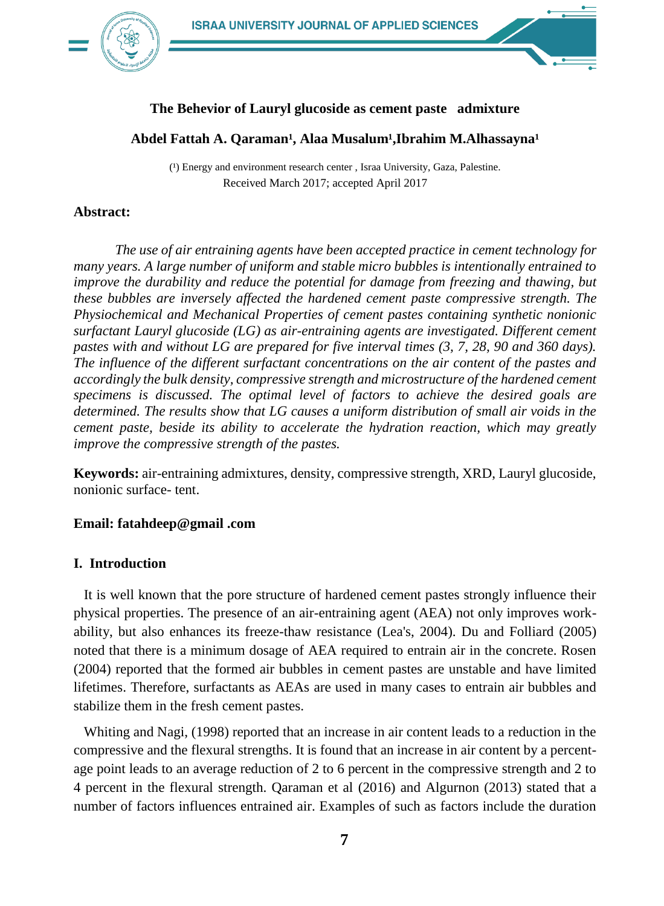# The Behevior of Lauryl glucoside as cement paste admixture

**Abdel Fattah A. Qaraman[1], Alaa Musalum[1],Ibrahim M.Alhassayna[1]**

([1]) Energy and environment research center , Israa University, Gaza, Palestine.
Received March 2017; accepted April 2017

## Abstract:

*The use of air entraining agents have been accepted practice in cement technology for many years. A large number of uniform and stable micro bubbles is intentionally entrained to improve the durability and reduce the potential for damage from freezing and thawing, but these bubbles are inversely affected the hardened cement paste compressive strength. The Physiochemical and Mechanical Properties of cement pastes containing synthetic nonionic surfactant Lauryl glucoside (LG) as air-entraining agents are investigated. Different cement pastes with and without LG are prepared for five interval times (3, 7, 28, 90 and 360 days). The influence of the different surfactant concentrations on the air content of the pastes and accordingly the bulk density, compressive strength and microstructure of the hardened cement specimens is discussed. The optimal level of factors to achieve the desired goals are determined. The results show that LG causes a uniform distribution of small air voids in the cement paste, beside its ability to accelerate the hydration reaction, which may greatly improve the compressive strength of the pastes.*

**Keywords:** air-entraining admixtures, density, compressive strength, XRD, Lauryl glucoside, nonionic surface- tent.

**Email: fatahdeep@gmail .com**

## I. Introduction

It is well known that the pore structure of hardened cement pastes strongly influence their physical properties. The presence of an air-entraining agent (AEA) not only improves work-ability, but also enhances its freeze-thaw resistance (Lea's, 2004). Du and Folliard (2005) noted that there is a minimum dosage of AEA required to entrain air in the concrete. Rosen (2004) reported that the formed air bubbles in cement pastes are unstable and have limited lifetimes. Therefore, surfactants as AEAs are used in many cases to entrain air bubbles and stabilize them in the fresh cement pastes.

Whiting and Nagi, (1998) reported that an increase in air content leads to a reduction in the compressive and the flexural strengths. It is found that an increase in air content by a percent-age point leads to an average reduction of 2 to 6 percent in the compressive strength and 2 to 4 percent in the flexural strength. Qaraman et al (2016) and Algurnon (2013) stated that a number of factors influences entrained air. Examples of such as factors include the duration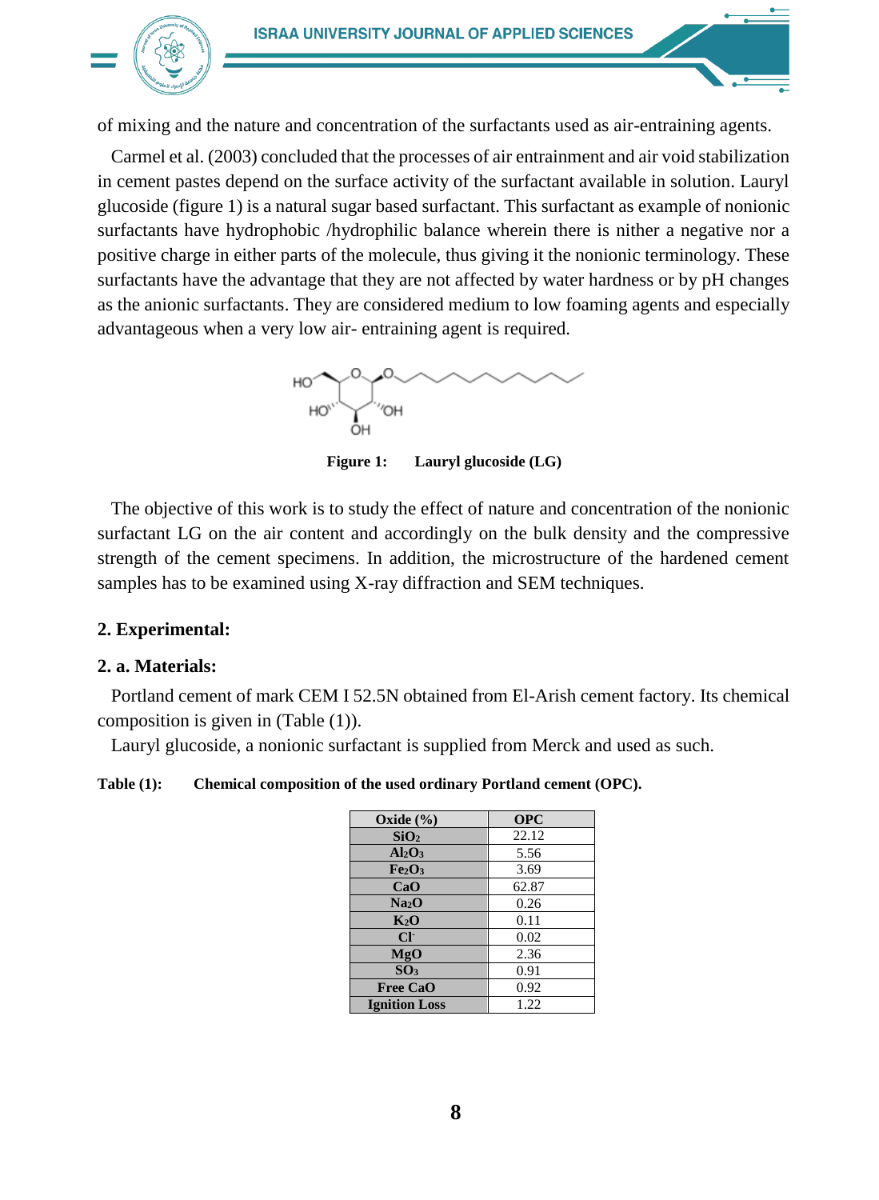of mixing and the nature and concentration of the surfactants used as air-entraining agents.

Carmel et al. (2003) concluded that the processes of air entrainment and air void stabilization in cement pastes depend on the surface activity of the surfactant available in solution. Lauryl glucoside (figure 1) is a natural sugar based surfactant. This surfactant as example of nonionic surfactants have hydrophobic /hydrophilic balance wherein there is neither a negative nor a positive charge in either parts of the molecule, thus giving it the nonionic terminology. These surfactants have the advantage that they are not affected by water hardness or by pH changes as the anionic surfactants. They are considered medium to low foaming agents and especially advantageous when a very low air- entraining agent is required.

**Figure 1: Lauryl glucoside (LG)**

The objective of this work is to study the effect of nature and concentration of the nonionic surfactant LG on the air content and accordingly on the bulk density and the compressive strength of the cement specimens. In addition, the microstructure of the hardened cement samples has to be examined using X-ray diffraction and SEM techniques.

## 2. Experimental:

### 2. a. Materials:

Portland cement of mark CEM I 52.5N obtained from El-Arish cement factory. Its chemical composition is given in (Table (1)).

Lauryl glucoside, a nonionic surfactant is supplied from Merck and used as such.

**Table (1): Chemical composition of the used ordinary Portland cement (OPC).**

| Oxide (%) | OPC |
|---|---|
| $SiO_2$ | 22.12 |
| $Al_2O_3$ | 5.56 |
| $Fe_2O_3$ | 3.69 |
| CaO | 62.87 |
| $Na_2O$ | 0.26 |
| $K_2O$ | 0.11 |
| $Cl^-$ | 0.02 |
| MgO | 2.36 |
| $SO_3$ | 0.91 |
| Free CaO | 0.92 |
| Ignition Loss | 1.22 |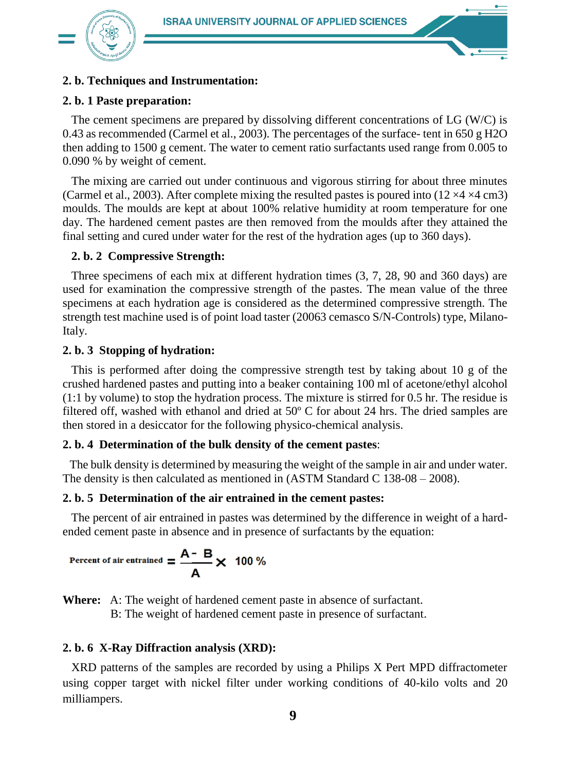## 2. b. Techniques and Instrumentation:

### 2. b. 1 Paste preparation:

The cement specimens are prepared by dissolving different concentrations of LG (W/C) is 0.43 as recommended (Carmel et al., 2003). The percentages of the surface- tent in 650 g $H_2O$ then adding to 1500 g cement. The water to cement ratio surfactants used range from 0.005 to 0.090 % by weight of cement.

The mixing are carried out under continuous and vigorous stirring for about three minutes (Carmel et al., 2003). After complete mixing the resulted pastes is poured into (12 ×4 ×4 $cm^3$) moulds. The moulds are kept at about 100% relative humidity at room temperature for one day. The hardened cement pastes are then removed from the moulds after they attained the final setting and cured under water for the rest of the hydration ages (up to 360 days).

### 2. b. 2 Compressive Strength:

Three specimens of each mix at different hydration times (3, 7, 28, 90 and 360 days) are used for examination the compressive strength of the pastes. The mean value of the three specimens at each hydration age is considered as the determined compressive strength. The strength test machine used is of point load taster (20063 cemasco S/N-Controls) type, Milano-Italy.

### 2. b. 3 Stopping of hydration:

This is performed after doing the compressive strength test by taking about 10 g of the crushed hardened pastes and putting into a beaker containing 100 ml of acetone/ethyl alcohol (1:1 by volume) to stop the hydration process. The mixture is stirred for 0.5 hr. The residue is filtered off, washed with ethanol and dried at 50º C for about 24 hrs. The dried samples are then stored in a desiccator for the following physico-chemical analysis.

### 2. b. 4 Determination of the bulk density of the cement pastes:

The bulk density is determined by measuring the weight of the sample in air and under water. The density is then calculated as mentioned in (ASTM Standard C 138-08 – 2008).

### 2. b. 5 Determination of the air entrained in the cement pastes:

The percent of air entrained in pastes was determined by the difference in weight of a hard-ended cement paste in absence and in presence of surfactants by the equation:

$$\text{Percent of air entrained} = \frac{A - B}{A} \times 100\ \%$$

**Where:** A: The weight of hardened cement paste in absence of surfactant.
B: The weight of hardened cement paste in presence of surfactant.

### 2. b. 6 X-Ray Diffraction analysis (XRD):

XRD patterns of the samples are recorded by using a Philips X Pert MPD diffractometer using copper target with nickel filter under working conditions of 40-kilo volts and 20 milliampers.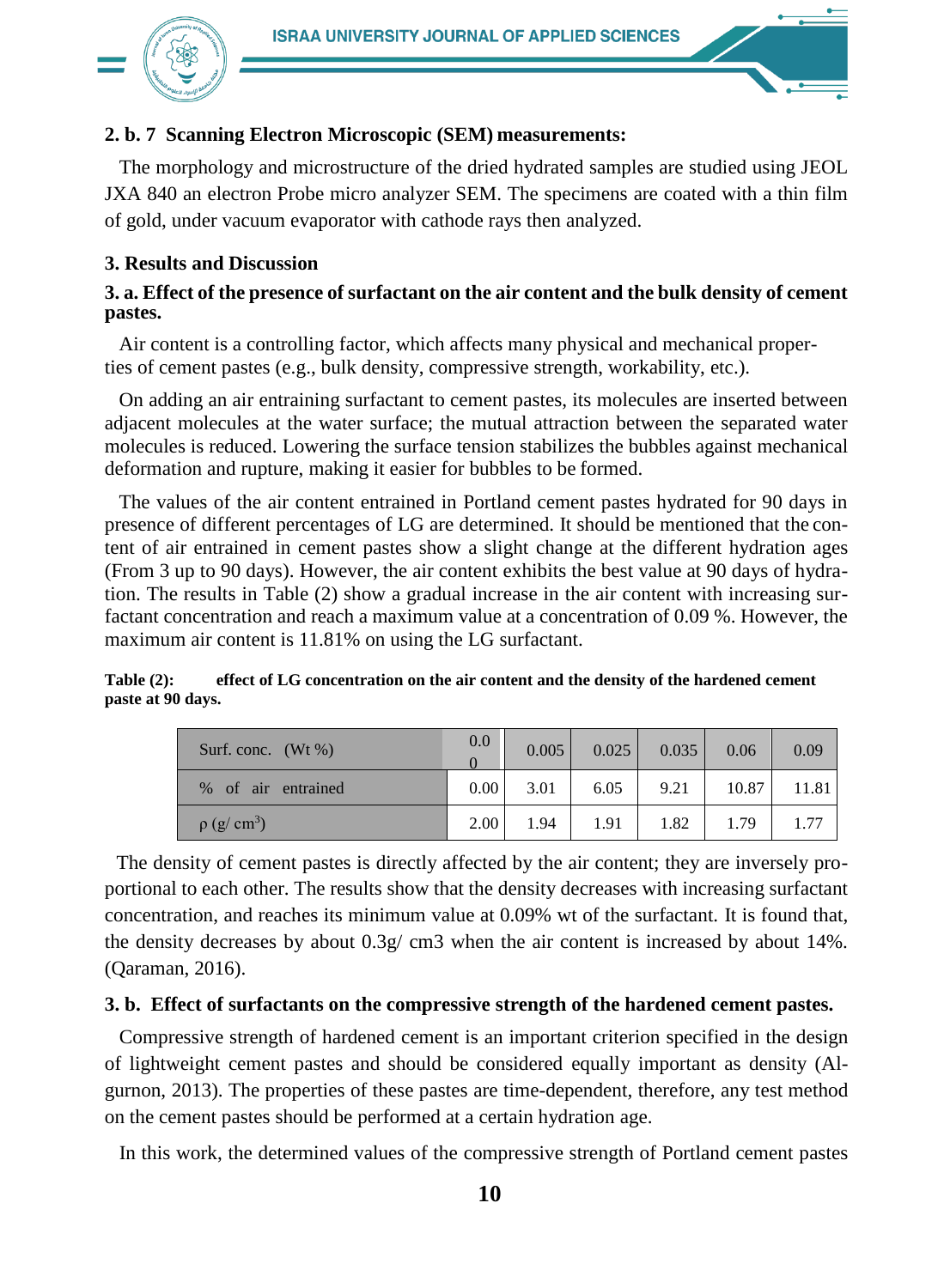### 2. b. 7 Scanning Electron Microscopic (SEM) measurements:

The morphology and microstructure of the dried hydrated samples are studied using JEOL JXA 840 an electron Probe micro analyzer SEM. The specimens are coated with a thin film of gold, under vacuum evaporator with cathode rays then analyzed.

## 3. Results and Discussion

### 3. a. Effect of the presence of surfactant on the air content and the bulk density of cement pastes.

Air content is a controlling factor, which affects many physical and mechanical properties of cement pastes (e.g., bulk density, compressive strength, workability, etc.).

On adding an air entraining surfactant to cement pastes, its molecules are inserted between adjacent molecules at the water surface; the mutual attraction between the separated water molecules is reduced. Lowering the surface tension stabilizes the bubbles against mechanical deformation and rupture, making it easier for bubbles to be formed.

The values of the air content entrained in Portland cement pastes hydrated for 90 days in presence of different percentages of LG are determined. It should be mentioned that the content of air entrained in cement pastes show a slight change at the different hydration ages (From 3 up to 90 days). However, the air content exhibits the best value at 90 days of hydration. The results in Table (2) show a gradual increase in the air content with increasing surfactant concentration and reach a maximum value at a concentration of 0.09 %. However, the maximum air content is 11.81% on using the LG surfactant.

**Table (2): effect of LG concentration on the air content and the density of the hardened cement paste at 90 days.**

| Surf. conc. (Wt %) | 0.00 | 0.005 | 0.025 | 0.035 | 0.06 | 0.09 |
|---|---|---|---|---|---|---|
| % of air entrained | 0.00 | 3.01 | 6.05 | 9.21 | 10.87 | 11.81 |
| ρ (g/ $cm^3$) | 2.00 | 1.94 | 1.91 | 1.82 | 1.79 | 1.77 |

The density of cement pastes is directly affected by the air content; they are inversely proportional to each other. The results show that the density decreases with increasing surfactant concentration, and reaches its minimum value at 0.09% wt of the surfactant. It is found that, the density decreases by about 0.3g/ cm3 when the air content is increased by about 14%. (Qaraman, 2016).

### 3. b. Effect of surfactants on the compressive strength of the hardened cement pastes.

Compressive strength of hardened cement is an important criterion specified in the design of lightweight cement pastes and should be considered equally important as density (Al-gurnon, 2013). The properties of these pastes are time-dependent, therefore, any test method on the cement pastes should be performed at a certain hydration age.

In this work, the determined values of the compressive strength of Portland cement pastes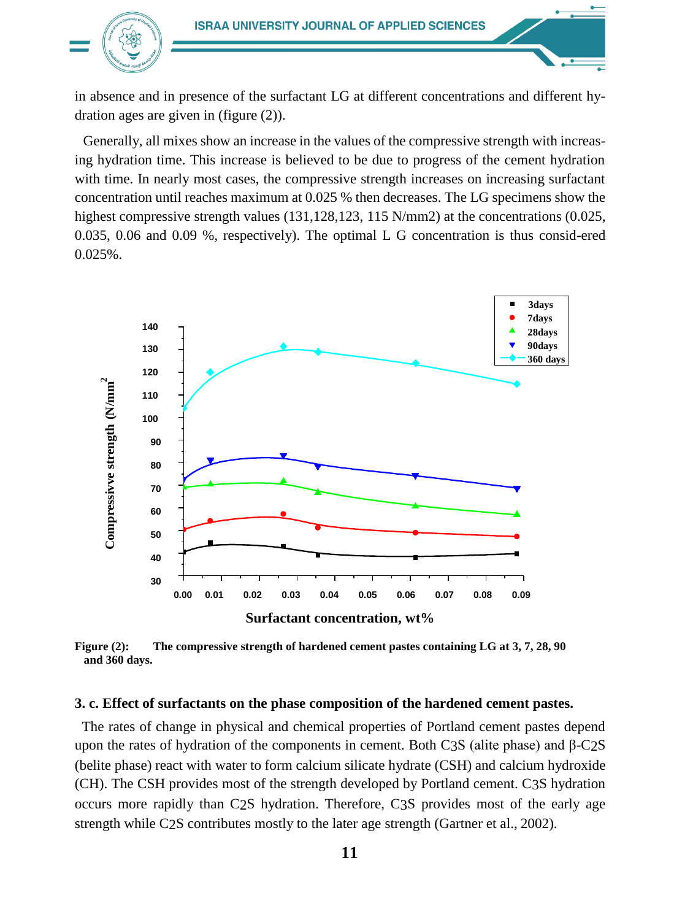in absence and in presence of the surfactant LG at different concentrations and different hydration ages are given in (figure (2)).

Generally, all mixes show an increase in the values of the compressive strength with increasing hydration time. This increase is believed to be due to progress of the cement hydration with time. In nearly most cases, the compressive strength increases on increasing surfactant concentration until reaches maximum at 0.025 % then decreases. The LG specimens show the highest compressive strength values (131,128,123, 115 N/mm2) at the concentrations (0.025, 0.035, 0.06 and 0.09 %, respectively). The optimal L G concentration is thus consid-ered 0.025%.

**Figure (2): The compressive strength of hardened cement pastes containing LG at 3, 7, 28, 90 and 360 days.**

### 3. c. Effect of surfactants on the phase composition of the hardened cement pastes.

The rates of change in physical and chemical properties of Portland cement pastes depend upon the rates of hydration of the components in cement. Both $C_3S$ (alite phase) and β-$C_2S$ (belite phase) react with water to form calcium silicate hydrate (CSH) and calcium hydroxide (CH). The CSH provides most of the strength developed by Portland cement. $C_3S$ hydration occurs more rapidly than $C_2S$ hydration. Therefore, $C_3S$ provides most of the early age strength while $C_2S$ contributes mostly to the later age strength (Gartner et al., 2002).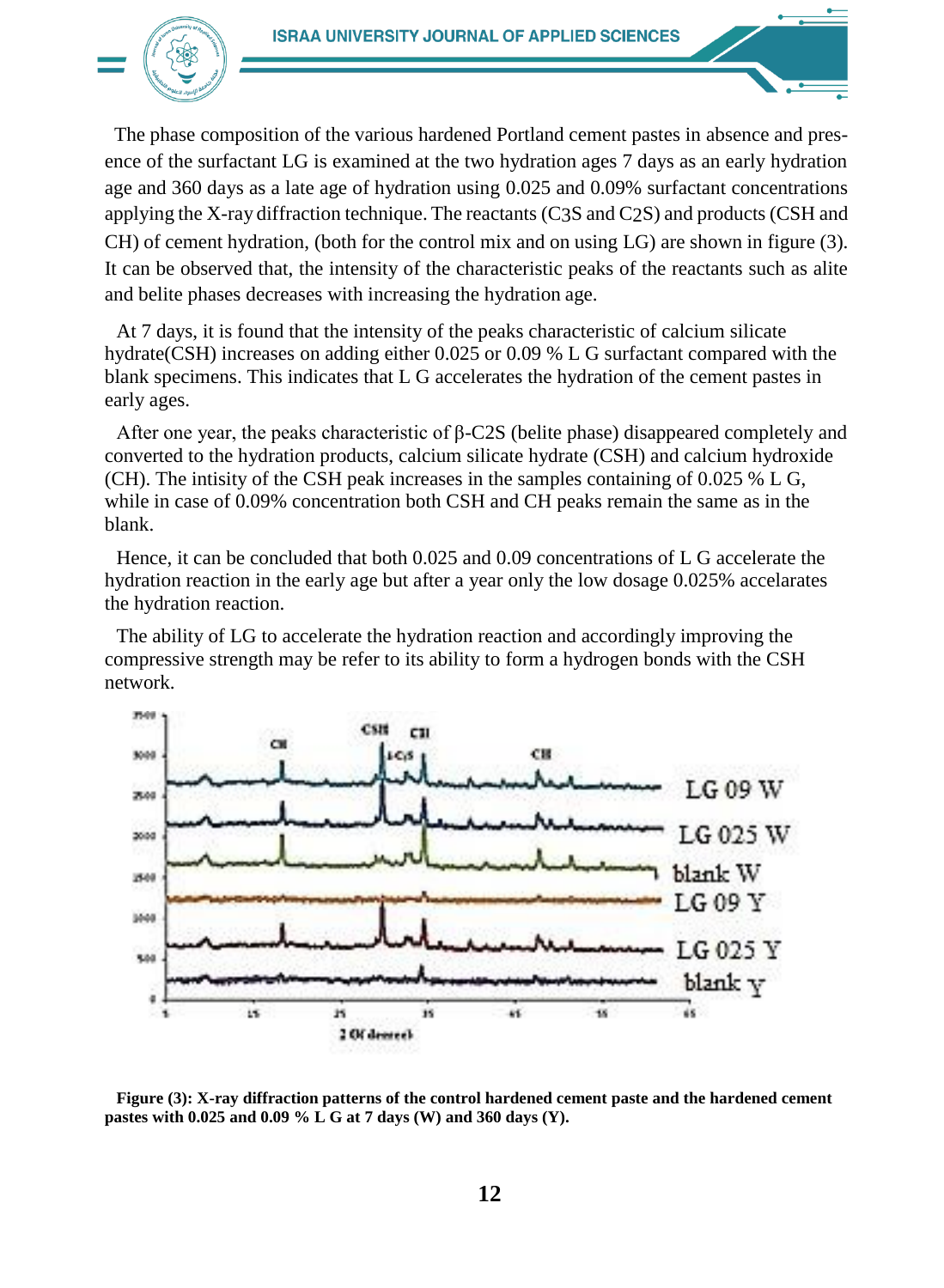The phase composition of the various hardened Portland cement pastes in absence and presence of the surfactant LG is examined at the two hydration ages 7 days as an early hydration age and 360 days as a late age of hydration using 0.025 and 0.09% surfactant concentrations applying the X-ray diffraction technique. The reactants ($C_3S$ and $C_2S$) and products (CSH and CH) of cement hydration, (both for the control mix and on using LG) are shown in figure (3). It can be observed that, the intensity of the characteristic peaks of the reactants such as alite and belite phases decreases with increasing the hydration age.

At 7 days, it is found that the intensity of the peaks characteristic of calcium silicate hydrate(CSH) increases on adding either 0.025 or 0.09 % L G surfactant compared with the blank specimens. This indicates that L G accelerates the hydration of the cement pastes in early ages.

After one year, the peaks characteristic of β-$C_2S$ (belite phase) disappeared completely and converted to the hydration products, calcium silicate hydrate (CSH) and calcium hydroxide (CH). The intisity of the CSH peak increases in the samples containing of 0.025 % L G, while in case of 0.09% concentration both CSH and CH peaks remain the same as in the blank.

Hence, it can be concluded that both 0.025 and 0.09 concentrations of L G accelerate the hydration reaction in the early age but after a year only the low dosage 0.025% accelarates the hydration reaction.

The ability of LG to accelerate the hydration reaction and accordingly improving the compressive strength may be refer to its ability to form a hydrogen bonds with the CSH network.

**Figure (3): X-ray diffraction patterns of the control hardened cement paste and the hardened cement pastes with 0.025 and 0.09 % L G at 7 days (W) and 360 days (Y).**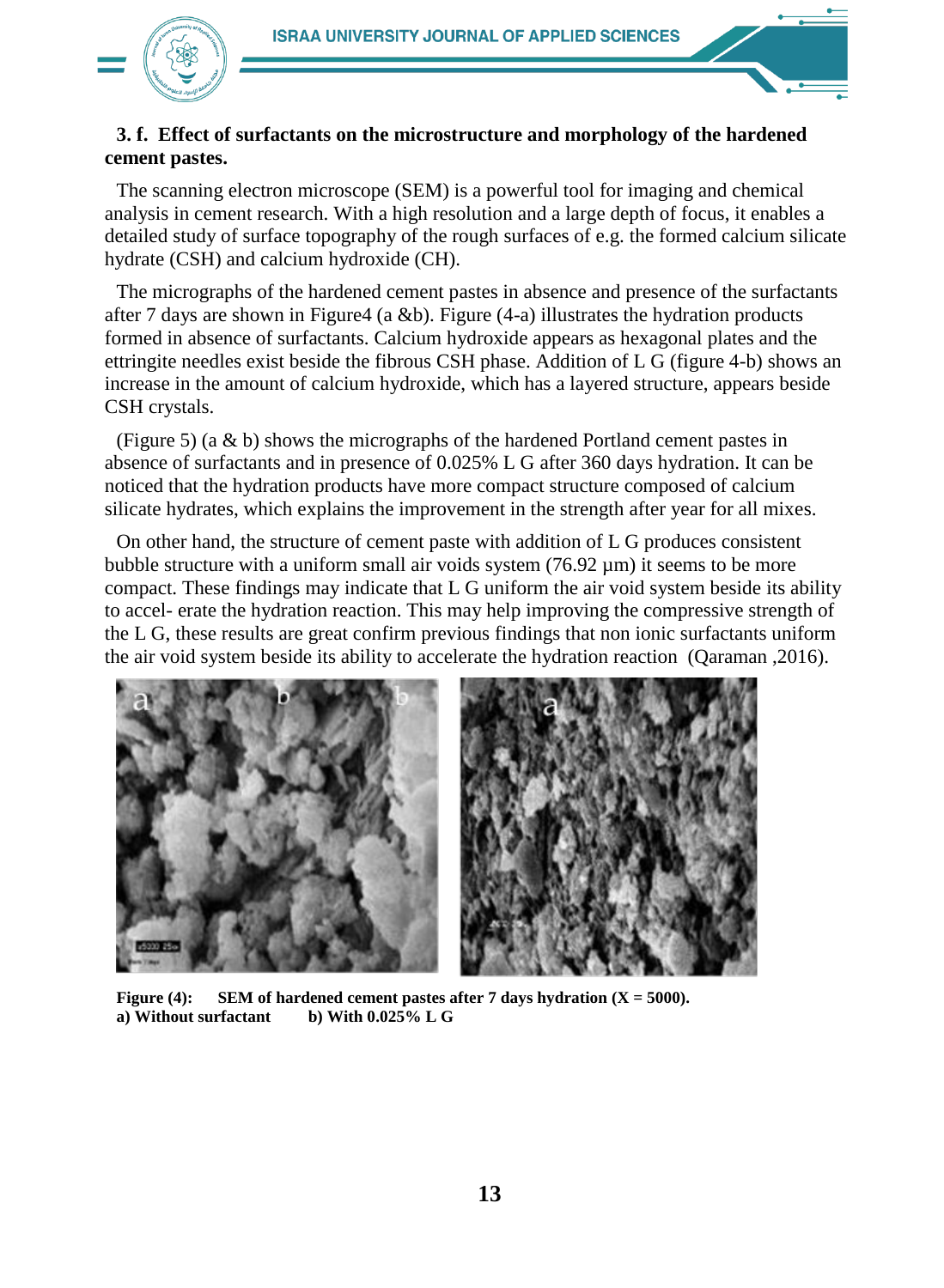**3. f. Effect of surfactants on the microstructure and morphology of the hardened cement pastes.**

The scanning electron microscope (SEM) is a powerful tool for imaging and chemical analysis in cement research. With a high resolution and a large depth of focus, it enables a detailed study of surface topography of the rough surfaces of e.g. the formed calcium silicate hydrate (CSH) and calcium hydroxide (CH).

The micrographs of the hardened cement pastes in absence and presence of the surfactants after 7 days are shown in Figure4 (a &b). Figure (4-a) illustrates the hydration products formed in absence of surfactants. Calcium hydroxide appears as hexagonal plates and the ettringite needles exist beside the fibrous CSH phase. Addition of L G (figure 4-b) shows an increase in the amount of calcium hydroxide, which has a layered structure, appears beside CSH crystals.

(Figure 5) (a & b) shows the micrographs of the hardened Portland cement pastes in absence of surfactants and in presence of 0.025% L G after 360 days hydration. It can be noticed that the hydration products have more compact structure composed of calcium silicate hydrates, which explains the improvement in the strength after year for all mixes.

On other hand, the structure of cement paste with addition of L G produces consistent bubble structure with a uniform small air voids system (76.92 µm) it seems to be more compact. These findings may indicate that L G uniform the air void system beside its ability to accel- erate the hydration reaction. This may help improving the compressive strength of the L G, these results are great confirm previous findings that non ionic surfactants uniform the air void system beside its ability to accelerate the hydration reaction (Qaraman ,2016).

**Figure (4): SEM of hardened cement pastes after 7 days hydration (X = 5000).**
**a) Without surfactant b) With 0.025% L G**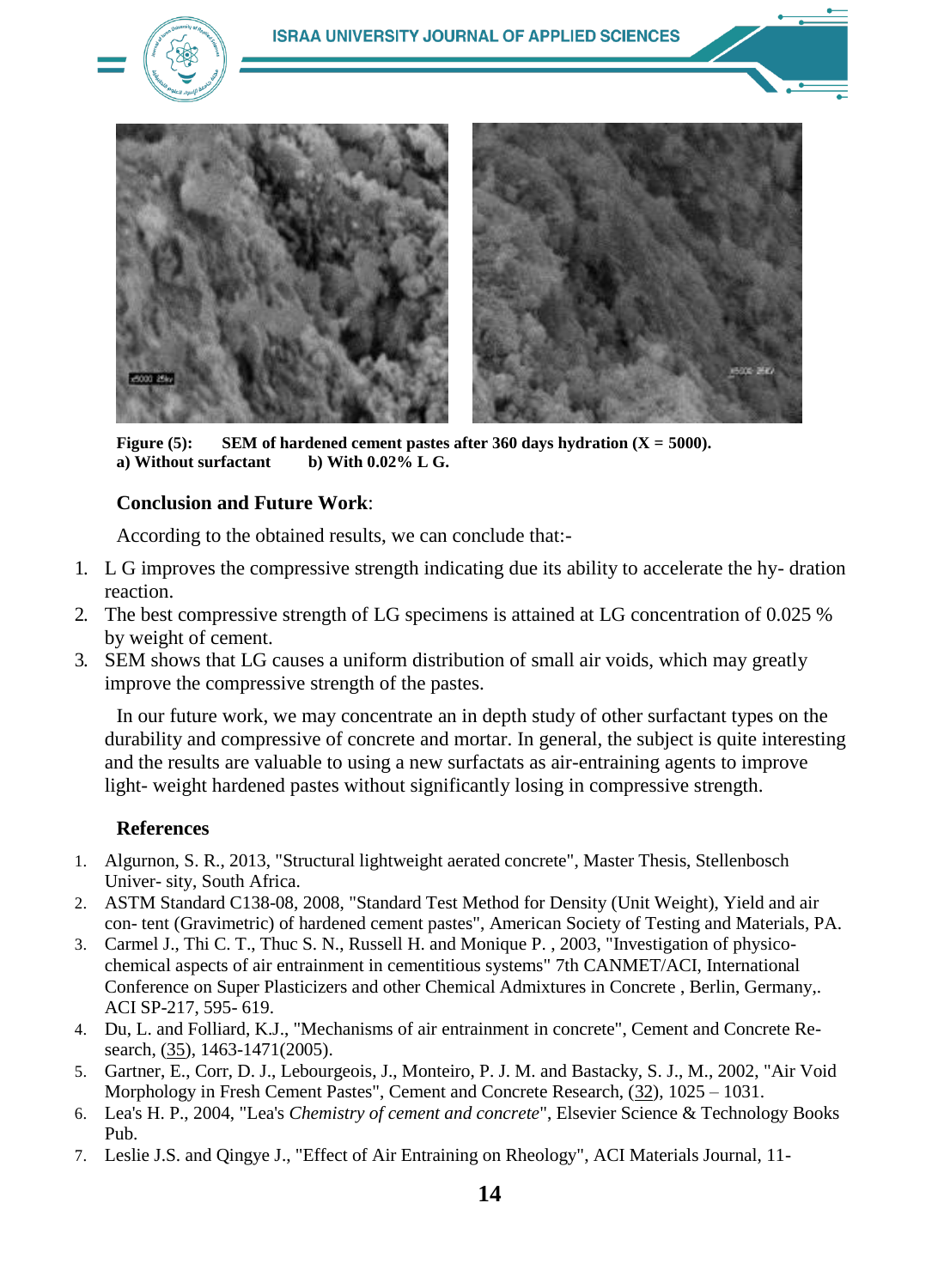**Figure (5):** **SEM of hardened cement pastes after 360 days hydration (X = 5000).**
**a) Without surfactant b) With 0.02% L G.**

## Conclusion and Future Work:

According to the obtained results, we can conclude that:-

1. L G improves the compressive strength indicating due its ability to accelerate the hy- dration reaction.
2. The best compressive strength of LG specimens is attained at LG concentration of 0.025 % by weight of cement.
3. SEM shows that LG causes a uniform distribution of small air voids, which may greatly improve the compressive strength of the pastes.

In our future work, we may concentrate an in depth study of other surfactant types on the durability and compressive of concrete and mortar. In general, the subject is quite interesting and the results are valuable to using a new surfactats as air-entraining agents to improve light- weight hardened pastes without significantly losing in compressive strength.

## References

1. Algurnon, S. R., 2013, "Structural lightweight aerated concrete", Master Thesis, Stellenbosch Univer- sity, South Africa.
2. ASTM Standard C138-08, 2008, "Standard Test Method for Density (Unit Weight), Yield and air con- tent (Gravimetric) of hardened cement pastes", American Society of Testing and Materials, PA.
3. Carmel J., Thi C. T., Thuc S. N., Russell H. and Monique P. , 2003, "Investigation of physico-chemical aspects of air entrainment in cementitious systems" 7th CANMET/ACI, International Conference on Super Plasticizers and other Chemical Admixtures in Concrete , Berlin, Germany,. ACI SP-217, 595- 619.
4. Du, L. and Folliard, K.J., "Mechanisms of air entrainment in concrete", Cement and Concrete Re- search, (35), 1463-1471(2005).
5. Gartner, E., Corr, D. J., Lebourgeois, J., Monteiro, P. J. M. and Bastacky, S. J., M., 2002, "Air Void Morphology in Fresh Cement Pastes", Cement and Concrete Research, (32), 1025 – 1031.
6. Lea's H. P., 2004, "Lea's *Chemistry of cement and concrete*", Elsevier Science & Technology Books Pub.
7. Leslie J.S. and Qingye J., "Effect of Air Entraining on Rheology", ACI Materials Journal, 11-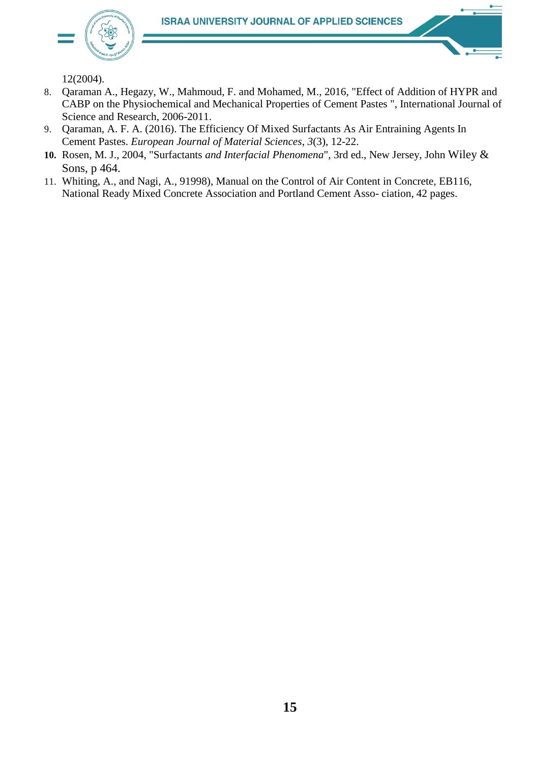12(2004).

8. Qaraman A., Hegazy, W., Mahmoud, F. and Mohamed, M., 2016, "Effect of Addition of HYPR and CABP on the Physiochemical and Mechanical Properties of Cement Pastes ", International Journal of Science and Research, 2006-2011.
9. Qaraman, A. F. A. (2016). The Efficiency Of Mixed Surfactants As Air Entraining Agents In Cement Pastes. *European Journal of Material Sciences*, *3*(3), 12-22.
10. Rosen, M. J., 2004, "Surfactants *and Interfacial Phenomena*", 3rd ed., New Jersey, John Wiley & Sons, p 464.
11. Whiting, A., and Nagi, A., 91998), Manual on the Control of Air Content in Concrete, EB116, National Ready Mixed Concrete Association and Portland Cement Asso- ciation, 42 pages.